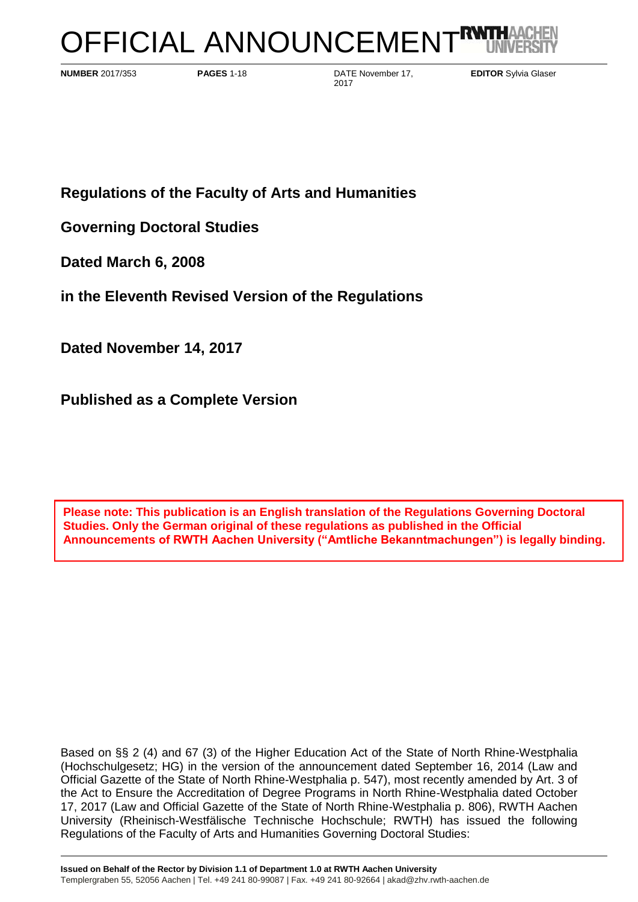# OFFICIAL ANNOUNCEMENT

**NUMBER** 2017/353 **PAGES** 1-18 DATE November 17, 2017 **EDITOR** Sylvia Glaser

## Regulations of the Faculty of Arts and Humanities

## Governing Doctoral Studies

## Dated March 6, 2008

## in the Eleventh Revised Version of the Regulations

## Dated November 14, 2017

## Published as a Complete Version

**Please note: This publication is an English translation of the Regulations Governing Doctoral Studies. Only the German original of these regulations as published in the Official Announcements of RWTH Aachen University ("Amtliche Bekanntmachungen") is legally binding.**

Based on §§ 2 (4) and 67 (3) of the Higher Education Act of the State of North Rhine-Westphalia (Hochschulgesetz; HG) in the version of the announcement dated September 16, 2014 (Law and Official Gazette of the State of North Rhine-Westphalia p. 547), most recently amended by Art. 3 of the Act to Ensure the Accreditation of Degree Programs in North Rhine-Westphalia dated October 17, 2017 (Law and Official Gazette of the State of North Rhine-Westphalia p. 806), RWTH Aachen University (Rheinisch-Westfälische Technische Hochschule; RWTH) has issued the following Regulations of the Faculty of Arts and Humanities Governing Doctoral Studies:

**Issued on Behalf of the Rector by Division 1.1 of Department 1.0 at RWTH Aachen University**
Templergraben 55, 52056 Aachen | Tel. +49 241 80-99087 | Fax. +49 241 80-92664 | akad@zhv.rwth-aachen.de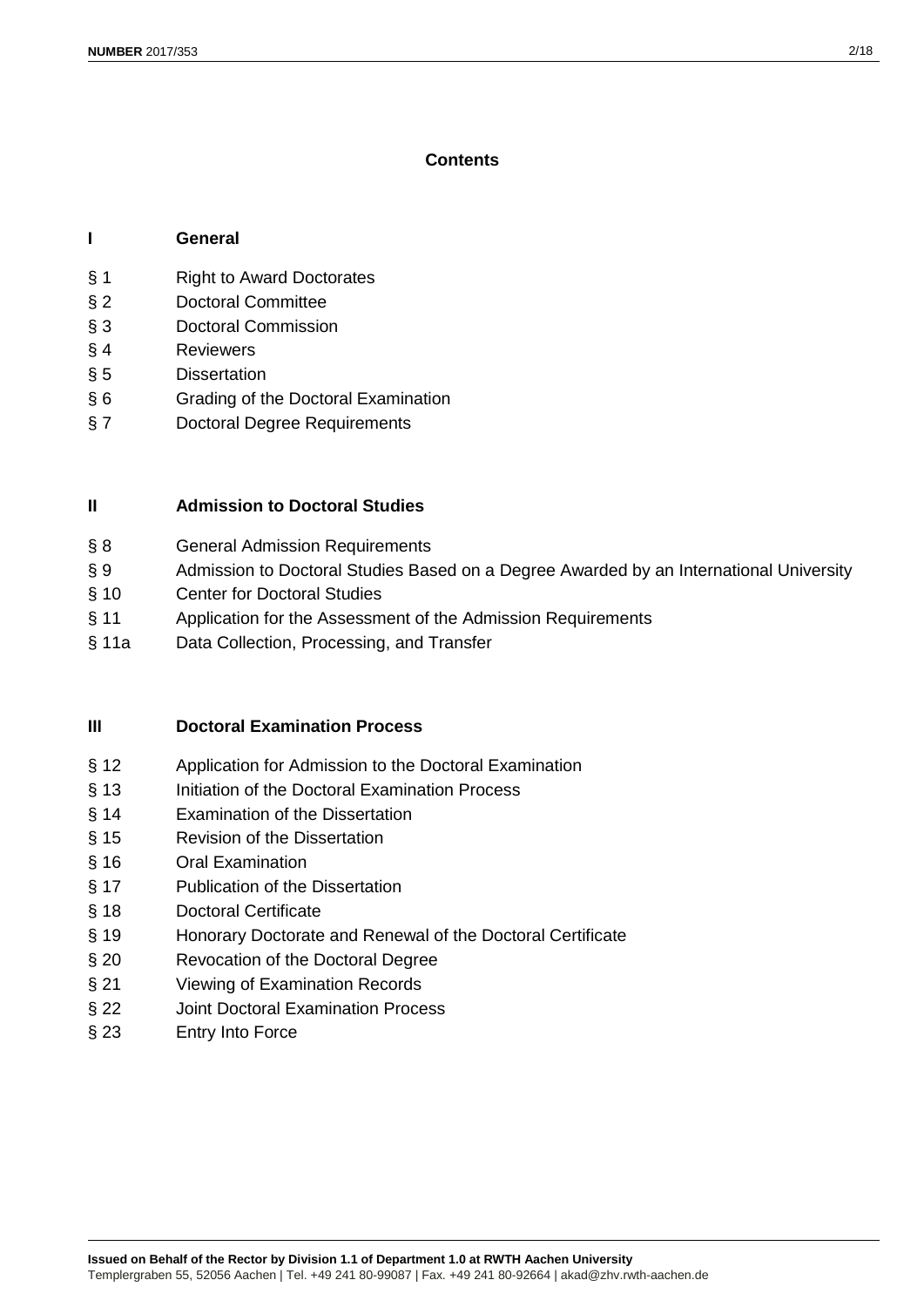## Contents

### I General

§ 1 Right to Award Doctorates
§ 2 Doctoral Committee
§ 3 Doctoral Commission
§ 4 Reviewers
§ 5 Dissertation
§ 6 Grading of the Doctoral Examination
§ 7 Doctoral Degree Requirements

### II Admission to Doctoral Studies

§ 8 General Admission Requirements
§ 9 Admission to Doctoral Studies Based on a Degree Awarded by an International University
§ 10 Center for Doctoral Studies
§ 11 Application for the Assessment of the Admission Requirements
§ 11a Data Collection, Processing, and Transfer

### III Doctoral Examination Process

§ 12 Application for Admission to the Doctoral Examination
§ 13 Initiation of the Doctoral Examination Process
§ 14 Examination of the Dissertation
§ 15 Revision of the Dissertation
§ 16 Oral Examination
§ 17 Publication of the Dissertation
§ 18 Doctoral Certificate
§ 19 Honorary Doctorate and Renewal of the Doctoral Certificate
§ 20 Revocation of the Doctoral Degree
§ 21 Viewing of Examination Records
§ 22 Joint Doctoral Examination Process
§ 23 Entry Into Force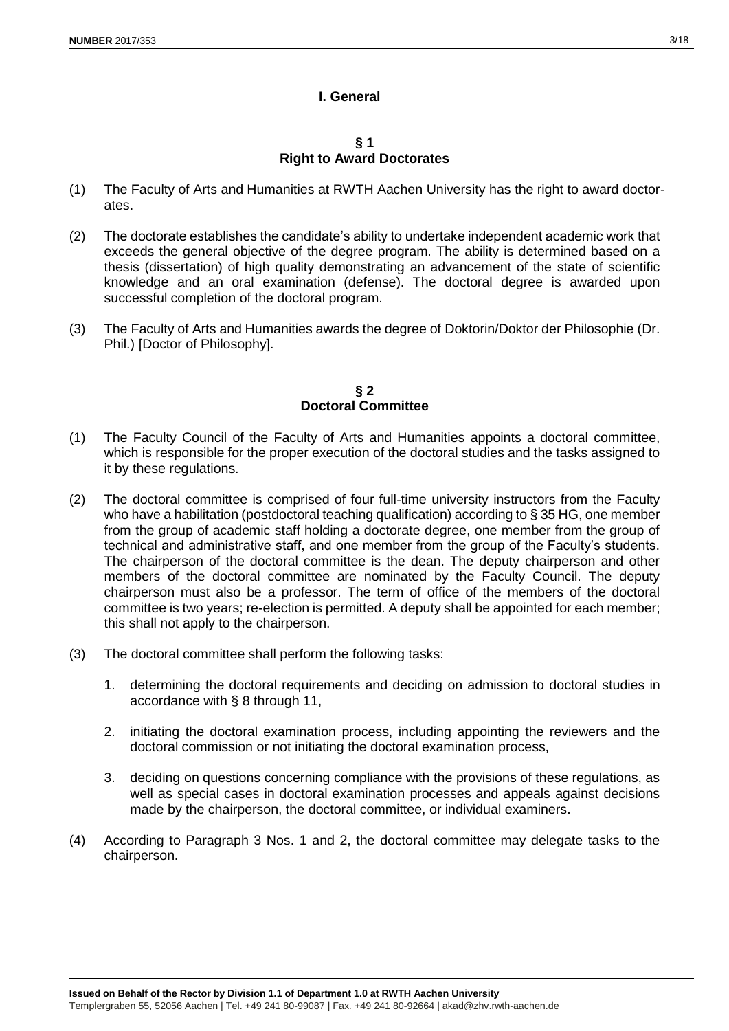## I. General

### § 1
### Right to Award Doctorates

(1) The Faculty of Arts and Humanities at RWTH Aachen University has the right to award doctorates.

(2) The doctorate establishes the candidate's ability to undertake independent academic work that exceeds the general objective of the degree program. The ability is determined based on a thesis (dissertation) of high quality demonstrating an advancement of the state of scientific knowledge and an oral examination (defense). The doctoral degree is awarded upon successful completion of the doctoral program.

(3) The Faculty of Arts and Humanities awards the degree of Doktorin/Doktor der Philosophie (Dr. Phil.) [Doctor of Philosophy].

### § 2
### Doctoral Committee

(1) The Faculty Council of the Faculty of Arts and Humanities appoints a doctoral committee, which is responsible for the proper execution of the doctoral studies and the tasks assigned to it by these regulations.

(2) The doctoral committee is comprised of four full-time university instructors from the Faculty who have a habilitation (postdoctoral teaching qualification) according to § 35 HG, one member from the group of academic staff holding a doctorate degree, one member from the group of technical and administrative staff, and one member from the group of the Faculty's students. The chairperson of the doctoral committee is the dean. The deputy chairperson and other members of the doctoral committee are nominated by the Faculty Council. The deputy chairperson must also be a professor. The term of office of the members of the doctoral committee is two years; re-election is permitted. A deputy shall be appointed for each member; this shall not apply to the chairperson.

(3) The doctoral committee shall perform the following tasks:

   1. determining the doctoral requirements and deciding on admission to doctoral studies in accordance with § 8 through 11,

   2. initiating the doctoral examination process, including appointing the reviewers and the doctoral commission or not initiating the doctoral examination process,

   3. deciding on questions concerning compliance with the provisions of these regulations, as well as special cases in doctoral examination processes and appeals against decisions made by the chairperson, the doctoral committee, or individual examiners.

(4) According to Paragraph 3 Nos. 1 and 2, the doctoral committee may delegate tasks to the chairperson.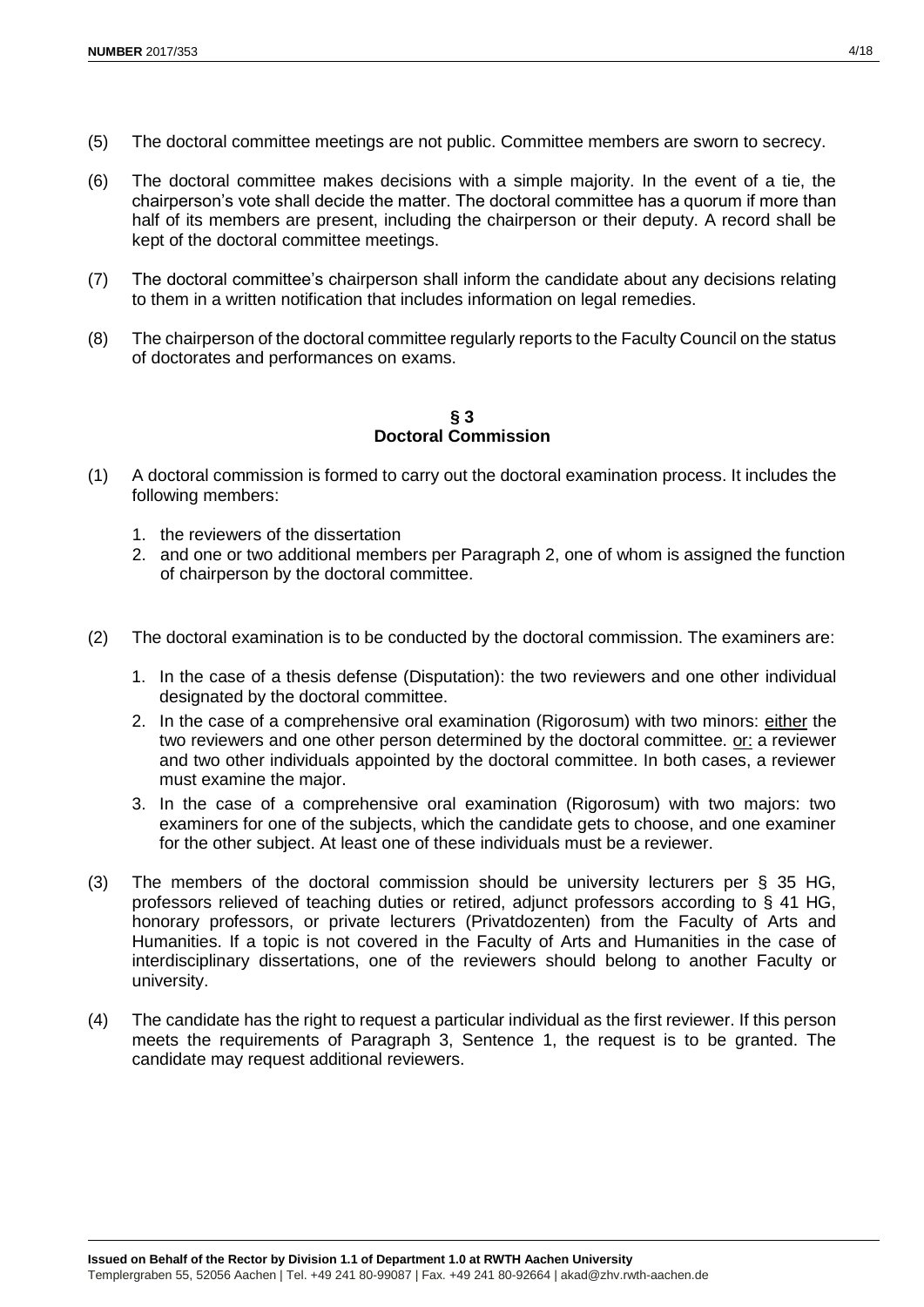(5) The doctoral committee meetings are not public. Committee members are sworn to secrecy.

(6) The doctoral committee makes decisions with a simple majority. In the event of a tie, the chairperson's vote shall decide the matter. The doctoral committee has a quorum if more than half of its members are present, including the chairperson or their deputy. A record shall be kept of the doctoral committee meetings.

(7) The doctoral committee's chairperson shall inform the candidate about any decisions relating to them in a written notification that includes information on legal remedies.

(8) The chairperson of the doctoral committee regularly reports to the Faculty Council on the status of doctorates and performances on exams.

## § 3
## Doctoral Commission

(1) A doctoral commission is formed to carry out the doctoral examination process. It includes the following members:

   1. the reviewers of the dissertation
   2. and one or two additional members per Paragraph 2, one of whom is assigned the function of chairperson by the doctoral committee.

(2) The doctoral examination is to be conducted by the doctoral commission. The examiners are:

   1. In the case of a thesis defense (Disputation): the two reviewers and one other individual designated by the doctoral committee.
   2. In the case of a comprehensive oral examination (Rigorosum) with two minors: <u>either</u> the two reviewers and one other person determined by the doctoral committee. <u>or:</u> a reviewer and two other individuals appointed by the doctoral committee. In both cases, a reviewer must examine the major.
   3. In the case of a comprehensive oral examination (Rigorosum) with two majors: two examiners for one of the subjects, which the candidate gets to choose, and one examiner for the other subject. At least one of these individuals must be a reviewer.

(3) The members of the doctoral commission should be university lecturers per § 35 HG, professors relieved of teaching duties or retired, adjunct professors according to § 41 HG, honorary professors, or private lecturers (Privatdozenten) from the Faculty of Arts and Humanities. If a topic is not covered in the Faculty of Arts and Humanities in the case of interdisciplinary dissertations, one of the reviewers should belong to another Faculty or university.

(4) The candidate has the right to request a particular individual as the first reviewer. If this person meets the requirements of Paragraph 3, Sentence 1, the request is to be granted. The candidate may request additional reviewers.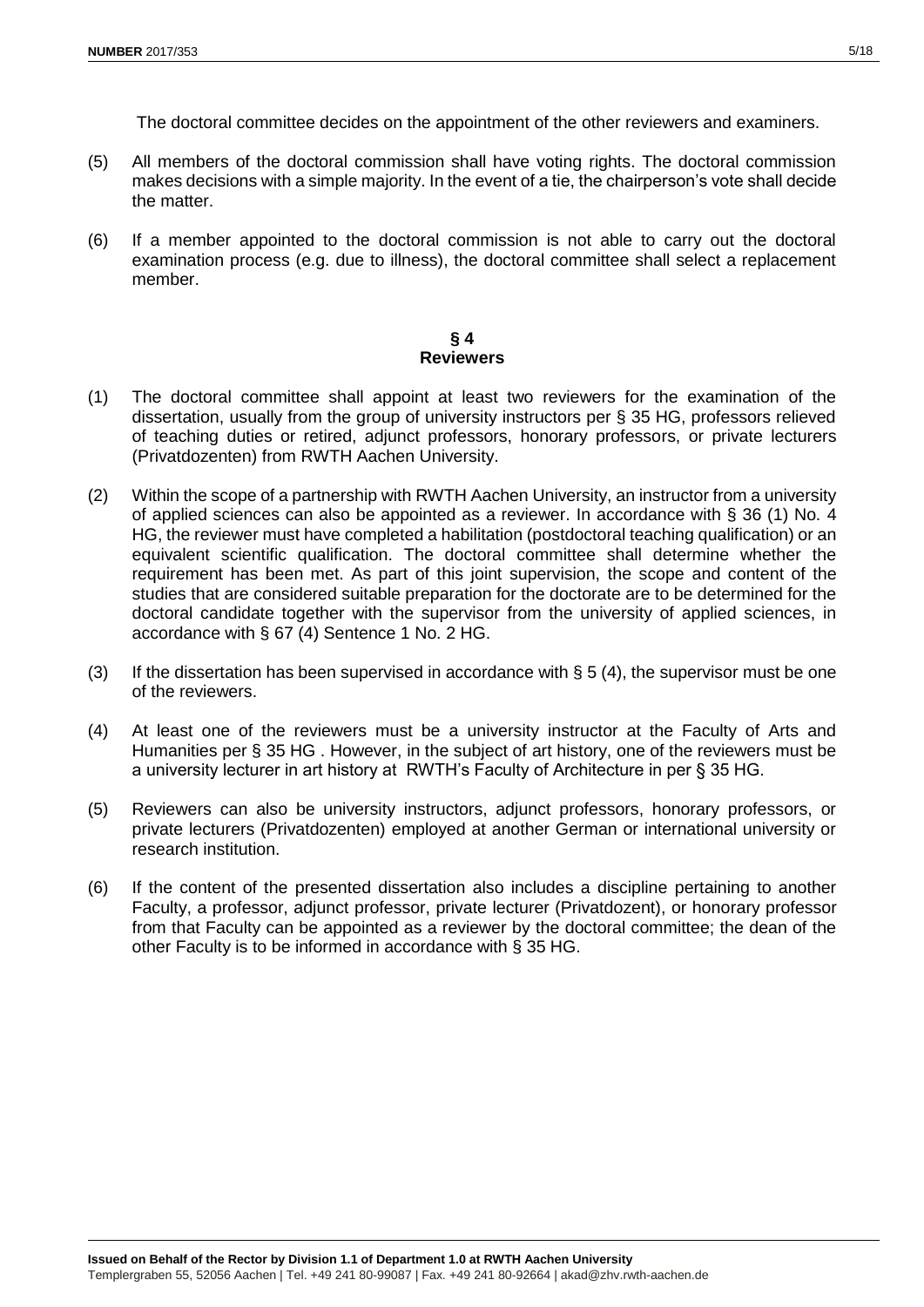The doctoral committee decides on the appointment of the other reviewers and examiners.

(5) All members of the doctoral commission shall have voting rights. The doctoral commission makes decisions with a simple majority. In the event of a tie, the chairperson's vote shall decide the matter.

(6) If a member appointed to the doctoral commission is not able to carry out the doctoral examination process (e.g. due to illness), the doctoral committee shall select a replacement member.

## § 4
## Reviewers

(1) The doctoral committee shall appoint at least two reviewers for the examination of the dissertation, usually from the group of university instructors per § 35 HG, professors relieved of teaching duties or retired, adjunct professors, honorary professors, or private lecturers (Privatdozenten) from RWTH Aachen University.

(2) Within the scope of a partnership with RWTH Aachen University, an instructor from a university of applied sciences can also be appointed as a reviewer. In accordance with § 36 (1) No. 4 HG, the reviewer must have completed a habilitation (postdoctoral teaching qualification) or an equivalent scientific qualification. The doctoral committee shall determine whether the requirement has been met. As part of this joint supervision, the scope and content of the studies that are considered suitable preparation for the doctorate are to be determined for the doctoral candidate together with the supervisor from the university of applied sciences, in accordance with § 67 (4) Sentence 1 No. 2 HG.

(3) If the dissertation has been supervised in accordance with § 5 (4), the supervisor must be one of the reviewers.

(4) At least one of the reviewers must be a university instructor at the Faculty of Arts and Humanities per § 35 HG . However, in the subject of art history, one of the reviewers must be a university lecturer in art history at RWTH's Faculty of Architecture in per § 35 HG.

(5) Reviewers can also be university instructors, adjunct professors, honorary professors, or private lecturers (Privatdozenten) employed at another German or international university or research institution.

(6) If the content of the presented dissertation also includes a discipline pertaining to another Faculty, a professor, adjunct professor, private lecturer (Privatdozent), or honorary professor from that Faculty can be appointed as a reviewer by the doctoral committee; the dean of the other Faculty is to be informed in accordance with § 35 HG.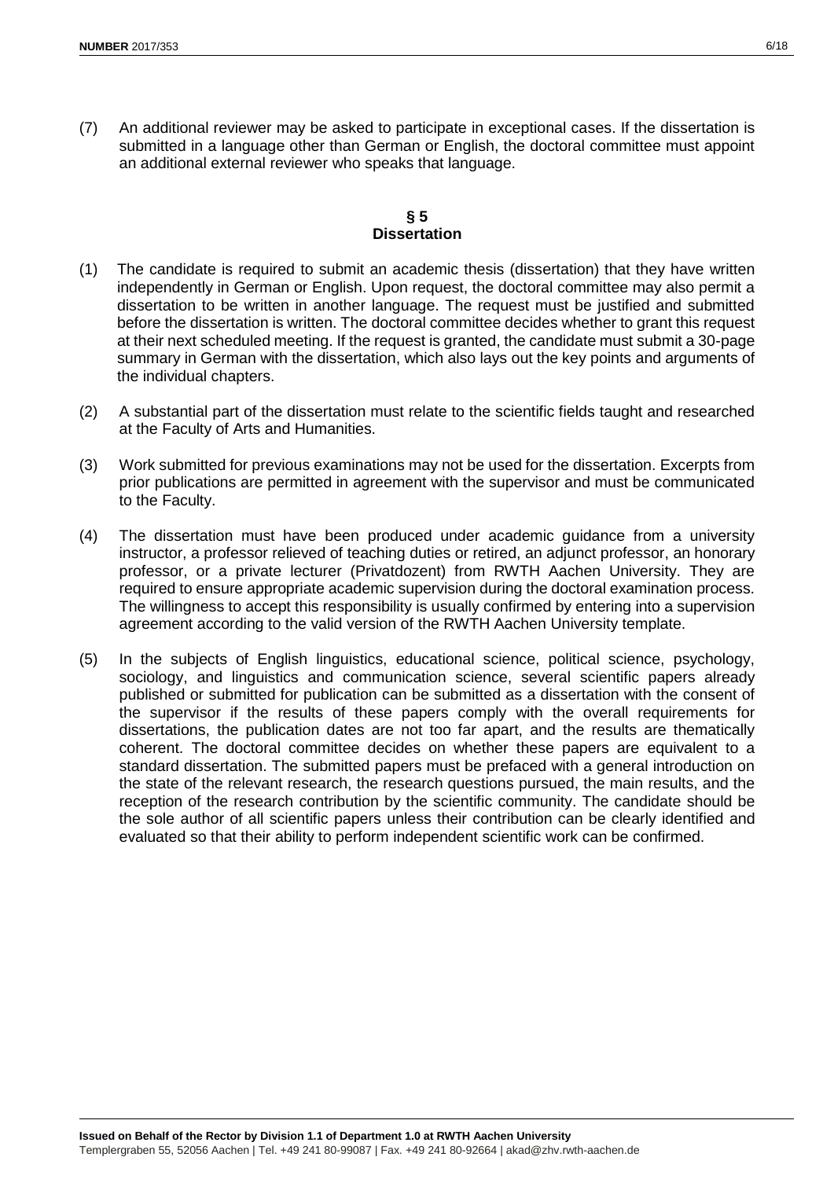(7) An additional reviewer may be asked to participate in exceptional cases. If the dissertation is submitted in a language other than German or English, the doctoral committee must appoint an additional external reviewer who speaks that language.

## § 5
## Dissertation

(1) The candidate is required to submit an academic thesis (dissertation) that they have written independently in German or English. Upon request, the doctoral committee may also permit a dissertation to be written in another language. The request must be justified and submitted before the dissertation is written. The doctoral committee decides whether to grant this request at their next scheduled meeting. If the request is granted, the candidate must submit a 30-page summary in German with the dissertation, which also lays out the key points and arguments of the individual chapters.

(2) A substantial part of the dissertation must relate to the scientific fields taught and researched at the Faculty of Arts and Humanities.

(3) Work submitted for previous examinations may not be used for the dissertation. Excerpts from prior publications are permitted in agreement with the supervisor and must be communicated to the Faculty.

(4) The dissertation must have been produced under academic guidance from a university instructor, a professor relieved of teaching duties or retired, an adjunct professor, an honorary professor, or a private lecturer (Privatdozent) from RWTH Aachen University. They are required to ensure appropriate academic supervision during the doctoral examination process. The willingness to accept this responsibility is usually confirmed by entering into a supervision agreement according to the valid version of the RWTH Aachen University template.

(5) In the subjects of English linguistics, educational science, political science, psychology, sociology, and linguistics and communication science, several scientific papers already published or submitted for publication can be submitted as a dissertation with the consent of the supervisor if the results of these papers comply with the overall requirements for dissertations, the publication dates are not too far apart, and the results are thematically coherent. The doctoral committee decides on whether these papers are equivalent to a standard dissertation. The submitted papers must be prefaced with a general introduction on the state of the relevant research, the research questions pursued, the main results, and the reception of the research contribution by the scientific community. The candidate should be the sole author of all scientific papers unless their contribution can be clearly identified and evaluated so that their ability to perform independent scientific work can be confirmed.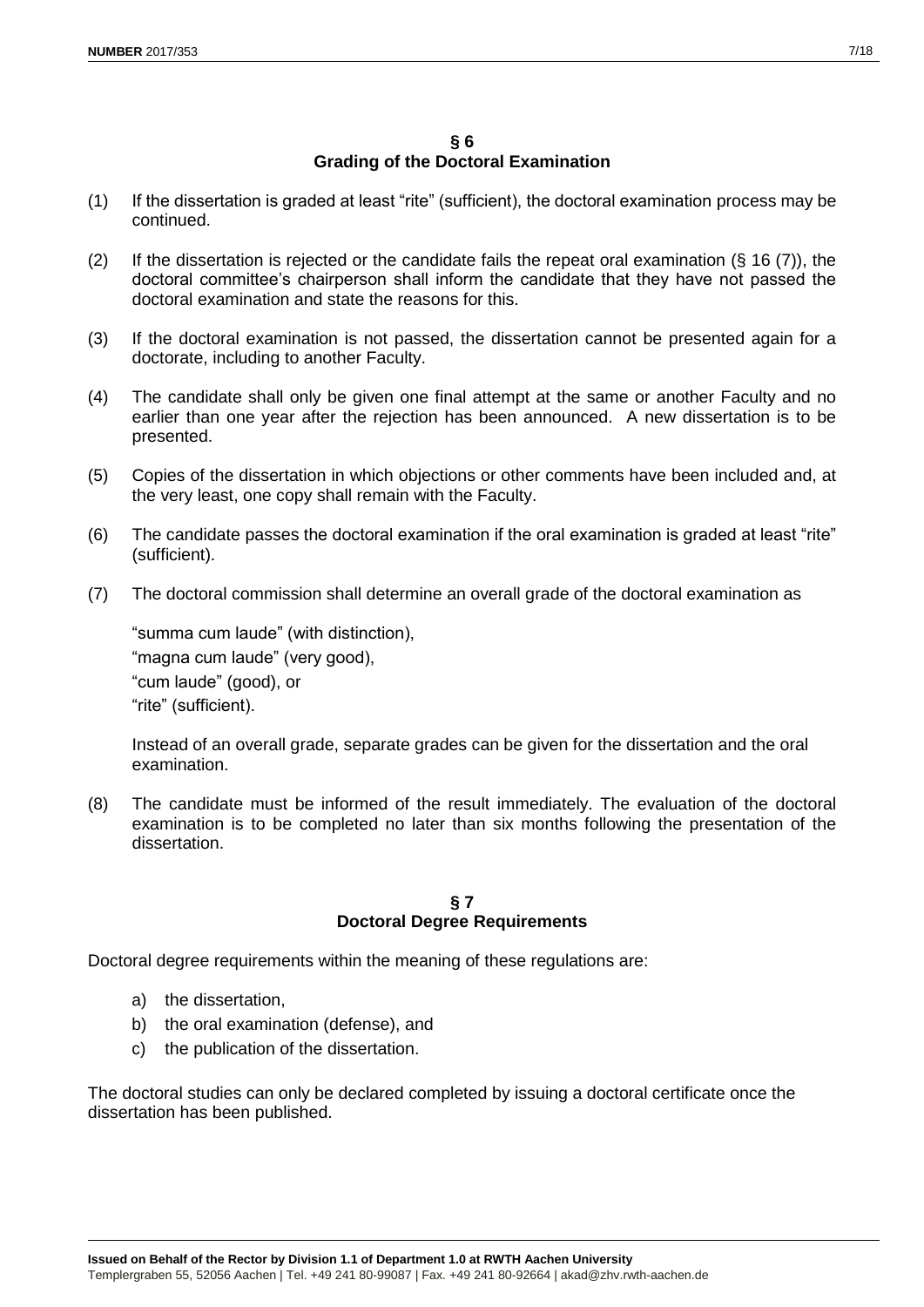## § 6
## Grading of the Doctoral Examination

(1) If the dissertation is graded at least "rite" (sufficient), the doctoral examination process may be continued.

(2) If the dissertation is rejected or the candidate fails the repeat oral examination (§ 16 (7)), the doctoral committee's chairperson shall inform the candidate that they have not passed the doctoral examination and state the reasons for this.

(3) If the doctoral examination is not passed, the dissertation cannot be presented again for a doctorate, including to another Faculty.

(4) The candidate shall only be given one final attempt at the same or another Faculty and no earlier than one year after the rejection has been announced. A new dissertation is to be presented.

(5) Copies of the dissertation in which objections or other comments have been included and, at the very least, one copy shall remain with the Faculty.

(6) The candidate passes the doctoral examination if the oral examination is graded at least "rite" (sufficient).

(7) The doctoral commission shall determine an overall grade of the doctoral examination as

"summa cum laude" (with distinction),
"magna cum laude" (very good),
"cum laude" (good), or
"rite" (sufficient).

Instead of an overall grade, separate grades can be given for the dissertation and the oral examination.

(8) The candidate must be informed of the result immediately. The evaluation of the doctoral examination is to be completed no later than six months following the presentation of the dissertation.

## § 7
## Doctoral Degree Requirements

Doctoral degree requirements within the meaning of these regulations are:

a) the dissertation,
b) the oral examination (defense), and
c) the publication of the dissertation.

The doctoral studies can only be declared completed by issuing a doctoral certificate once the dissertation has been published.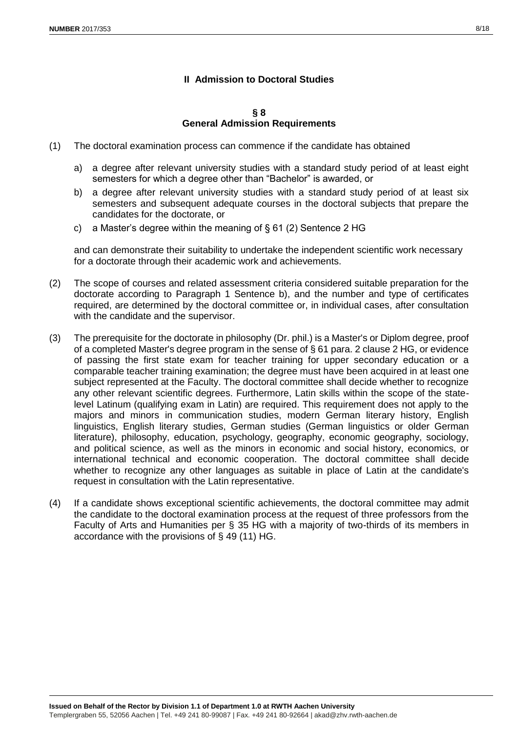## II Admission to Doctoral Studies

### § 8
### General Admission Requirements

(1) The doctoral examination process can commence if the candidate has obtained

   a) a degree after relevant university studies with a standard study period of at least eight semesters for which a degree other than "Bachelor" is awarded, or

   b) a degree after relevant university studies with a standard study period of at least six semesters and subsequent adequate courses in the doctoral subjects that prepare the candidates for the doctorate, or

   c) a Master's degree within the meaning of § 61 (2) Sentence 2 HG

   and can demonstrate their suitability to undertake the independent scientific work necessary for a doctorate through their academic work and achievements.

(2) The scope of courses and related assessment criteria considered suitable preparation for the doctorate according to Paragraph 1 Sentence b), and the number and type of certificates required, are determined by the doctoral committee or, in individual cases, after consultation with the candidate and the supervisor.

(3) The prerequisite for the doctorate in philosophy (Dr. phil.) is a Master's or Diplom degree, proof of a completed Master's degree program in the sense of § 61 para. 2 clause 2 HG, or evidence of passing the first state exam for teacher training for upper secondary education or a comparable teacher training examination; the degree must have been acquired in at least one subject represented at the Faculty. The doctoral committee shall decide whether to recognize any other relevant scientific degrees. Furthermore, Latin skills within the scope of the state-level Latinum (qualifying exam in Latin) are required. This requirement does not apply to the majors and minors in communication studies, modern German literary history, English linguistics, English literary studies, German studies (German linguistics or older German literature), philosophy, education, psychology, geography, economic geography, sociology, and political science, as well as the minors in economic and social history, economics, or international technical and economic cooperation. The doctoral committee shall decide whether to recognize any other languages as suitable in place of Latin at the candidate's request in consultation with the Latin representative.

(4) If a candidate shows exceptional scientific achievements, the doctoral committee may admit the candidate to the doctoral examination process at the request of three professors from the Faculty of Arts and Humanities per § 35 HG with a majority of two-thirds of its members in accordance with the provisions of § 49 (11) HG.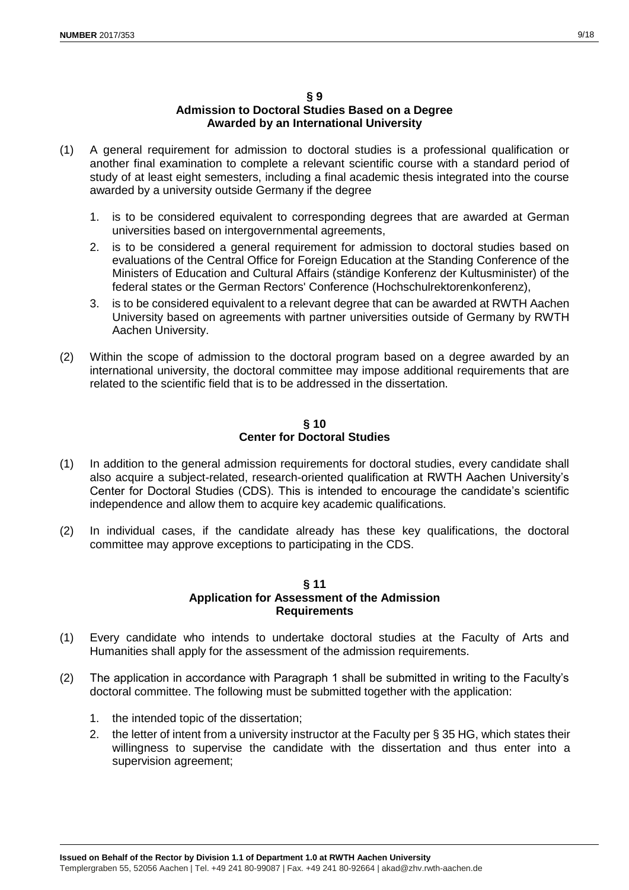## § 9
## Admission to Doctoral Studies Based on a Degree Awarded by an International University

(1) A general requirement for admission to doctoral studies is a professional qualification or another final examination to complete a relevant scientific course with a standard period of study of at least eight semesters, including a final academic thesis integrated into the course awarded by a university outside Germany if the degree

1. is to be considered equivalent to corresponding degrees that are awarded at German universities based on intergovernmental agreements,
2. is to be considered a general requirement for admission to doctoral studies based on evaluations of the Central Office for Foreign Education at the Standing Conference of the Ministers of Education and Cultural Affairs (ständige Konferenz der Kultusminister) of the federal states or the German Rectors' Conference (Hochschulrektorenkonferenz),
3. is to be considered equivalent to a relevant degree that can be awarded at RWTH Aachen University based on agreements with partner universities outside of Germany by RWTH Aachen University.

(2) Within the scope of admission to the doctoral program based on a degree awarded by an international university, the doctoral committee may impose additional requirements that are related to the scientific field that is to be addressed in the dissertation.

## § 10
## Center for Doctoral Studies

(1) In addition to the general admission requirements for doctoral studies, every candidate shall also acquire a subject-related, research-oriented qualification at RWTH Aachen University's Center for Doctoral Studies (CDS). This is intended to encourage the candidate's scientific independence and allow them to acquire key academic qualifications.

(2) In individual cases, if the candidate already has these key qualifications, the doctoral committee may approve exceptions to participating in the CDS.

## § 11
## Application for Assessment of the Admission Requirements

(1) Every candidate who intends to undertake doctoral studies at the Faculty of Arts and Humanities shall apply for the assessment of the admission requirements.

(2) The application in accordance with Paragraph 1 shall be submitted in writing to the Faculty's doctoral committee. The following must be submitted together with the application:

1. the intended topic of the dissertation;
2. the letter of intent from a university instructor at the Faculty per § 35 HG, which states their willingness to supervise the candidate with the dissertation and thus enter into a supervision agreement;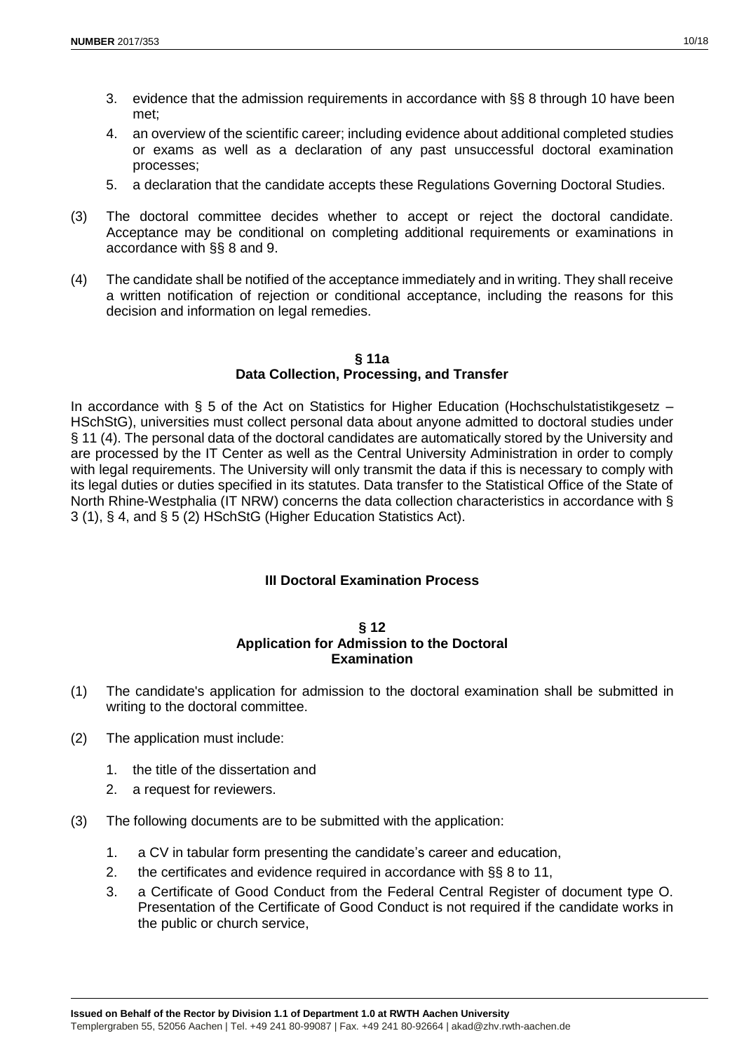3. evidence that the admission requirements in accordance with §§ 8 through 10 have been met;
4. an overview of the scientific career; including evidence about additional completed studies or exams as well as a declaration of any past unsuccessful doctoral examination processes;
5. a declaration that the candidate accepts these Regulations Governing Doctoral Studies.

(3) The doctoral committee decides whether to accept or reject the doctoral candidate. Acceptance may be conditional on completing additional requirements or examinations in accordance with §§ 8 and 9.

(4) The candidate shall be notified of the acceptance immediately and in writing. They shall receive a written notification of rejection or conditional acceptance, including the reasons for this decision and information on legal remedies.

### § 11a
### Data Collection, Processing, and Transfer

In accordance with § 5 of the Act on Statistics for Higher Education (Hochschulstatistikgesetz – HSchStG), universities must collect personal data about anyone admitted to doctoral studies under § 11 (4). The personal data of the doctoral candidates are automatically stored by the University and are processed by the IT Center as well as the Central University Administration in order to comply with legal requirements. The University will only transmit the data if this is necessary to comply with its legal duties or duties specified in its statutes. Data transfer to the Statistical Office of the State of North Rhine-Westphalia (IT NRW) concerns the data collection characteristics in accordance with § 3 (1), § 4, and § 5 (2) HSchStG (Higher Education Statistics Act).

## III Doctoral Examination Process

### § 12
### Application for Admission to the Doctoral Examination

(1) The candidate's application for admission to the doctoral examination shall be submitted in writing to the doctoral committee.

(2) The application must include:

1. the title of the dissertation and
2. a request for reviewers.

(3) The following documents are to be submitted with the application:

1. a CV in tabular form presenting the candidate's career and education,
2. the certificates and evidence required in accordance with §§ 8 to 11,
3. a Certificate of Good Conduct from the Federal Central Register of document type O. Presentation of the Certificate of Good Conduct is not required if the candidate works in the public or church service,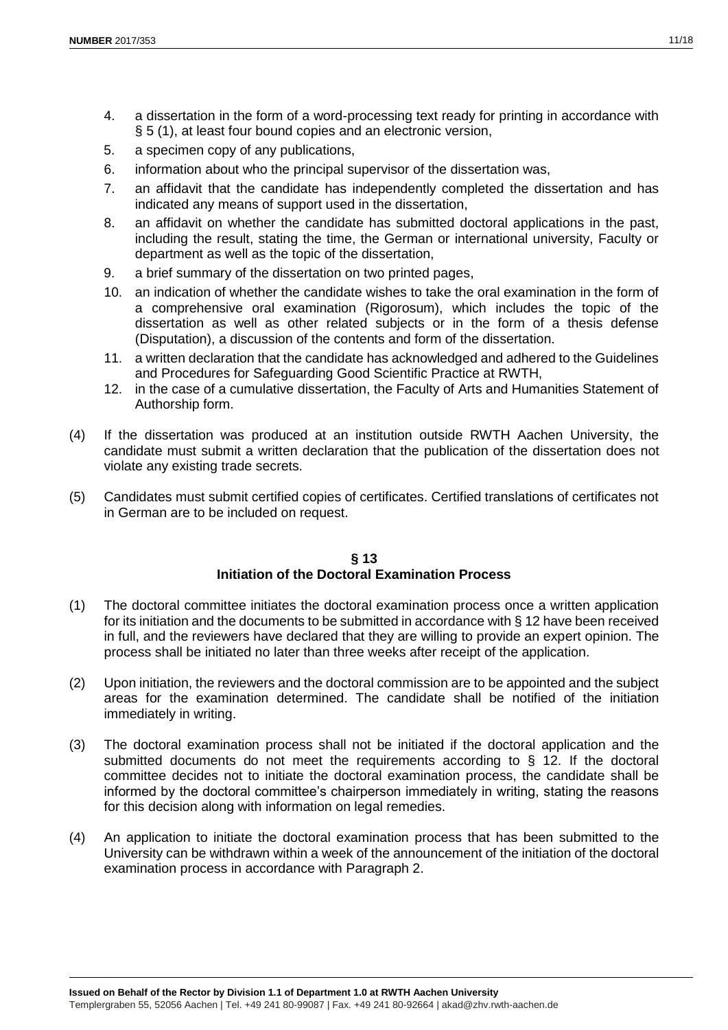4. a dissertation in the form of a word-processing text ready for printing in accordance with § 5 (1), at least four bound copies and an electronic version,
5. a specimen copy of any publications,
6. information about who the principal supervisor of the dissertation was,
7. an affidavit that the candidate has independently completed the dissertation and has indicated any means of support used in the dissertation,
8. an affidavit on whether the candidate has submitted doctoral applications in the past, including the result, stating the time, the German or international university, Faculty or department as well as the topic of the dissertation,
9. a brief summary of the dissertation on two printed pages,
10. an indication of whether the candidate wishes to take the oral examination in the form of a comprehensive oral examination (Rigorosum), which includes the topic of the dissertation as well as other related subjects or in the form of a thesis defense (Disputation), a discussion of the contents and form of the dissertation.
11. a written declaration that the candidate has acknowledged and adhered to the Guidelines and Procedures for Safeguarding Good Scientific Practice at RWTH,
12. in the case of a cumulative dissertation, the Faculty of Arts and Humanities Statement of Authorship form.

(4) If the dissertation was produced at an institution outside RWTH Aachen University, the candidate must submit a written declaration that the publication of the dissertation does not violate any existing trade secrets.

(5) Candidates must submit certified copies of certificates. Certified translations of certificates not in German are to be included on request.

## § 13
## Initiation of the Doctoral Examination Process

(1) The doctoral committee initiates the doctoral examination process once a written application for its initiation and the documents to be submitted in accordance with § 12 have been received in full, and the reviewers have declared that they are willing to provide an expert opinion. The process shall be initiated no later than three weeks after receipt of the application.

(2) Upon initiation, the reviewers and the doctoral commission are to be appointed and the subject areas for the examination determined. The candidate shall be notified of the initiation immediately in writing.

(3) The doctoral examination process shall not be initiated if the doctoral application and the submitted documents do not meet the requirements according to § 12. If the doctoral committee decides not to initiate the doctoral examination process, the candidate shall be informed by the doctoral committee's chairperson immediately in writing, stating the reasons for this decision along with information on legal remedies.

(4) An application to initiate the doctoral examination process that has been submitted to the University can be withdrawn within a week of the announcement of the initiation of the doctoral examination process in accordance with Paragraph 2.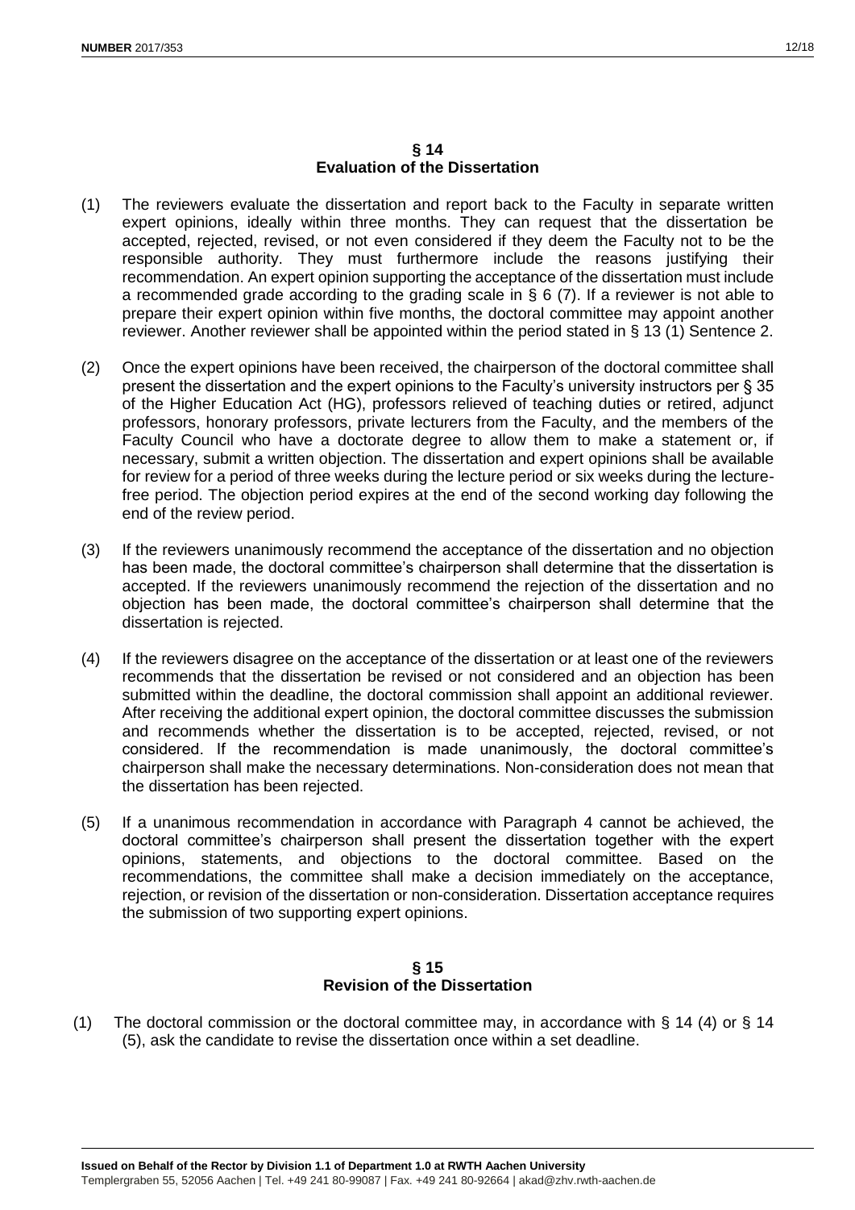## § 14
## Evaluation of the Dissertation

(1) The reviewers evaluate the dissertation and report back to the Faculty in separate written expert opinions, ideally within three months. They can request that the dissertation be accepted, rejected, revised, or not even considered if they deem the Faculty not to be the responsible authority. They must furthermore include the reasons justifying their recommendation. An expert opinion supporting the acceptance of the dissertation must include a recommended grade according to the grading scale in § 6 (7). If a reviewer is not able to prepare their expert opinion within five months, the doctoral committee may appoint another reviewer. Another reviewer shall be appointed within the period stated in § 13 (1) Sentence 2.

(2) Once the expert opinions have been received, the chairperson of the doctoral committee shall present the dissertation and the expert opinions to the Faculty's university instructors per § 35 of the Higher Education Act (HG), professors relieved of teaching duties or retired, adjunct professors, honorary professors, private lecturers from the Faculty, and the members of the Faculty Council who have a doctorate degree to allow them to make a statement or, if necessary, submit a written objection. The dissertation and expert opinions shall be available for review for a period of three weeks during the lecture period or six weeks during the lecture-free period. The objection period expires at the end of the second working day following the end of the review period.

(3) If the reviewers unanimously recommend the acceptance of the dissertation and no objection has been made, the doctoral committee's chairperson shall determine that the dissertation is accepted. If the reviewers unanimously recommend the rejection of the dissertation and no objection has been made, the doctoral committee's chairperson shall determine that the dissertation is rejected.

(4) If the reviewers disagree on the acceptance of the dissertation or at least one of the reviewers recommends that the dissertation be revised or not considered and an objection has been submitted within the deadline, the doctoral commission shall appoint an additional reviewer. After receiving the additional expert opinion, the doctoral committee discusses the submission and recommends whether the dissertation is to be accepted, rejected, revised, or not considered. If the recommendation is made unanimously, the doctoral committee's chairperson shall make the necessary determinations. Non-consideration does not mean that the dissertation has been rejected.

(5) If a unanimous recommendation in accordance with Paragraph 4 cannot be achieved, the doctoral committee's chairperson shall present the dissertation together with the expert opinions, statements, and objections to the doctoral committee. Based on the recommendations, the committee shall make a decision immediately on the acceptance, rejection, or revision of the dissertation or non-consideration. Dissertation acceptance requires the submission of two supporting expert opinions.

## § 15
## Revision of the Dissertation

(1) The doctoral commission or the doctoral committee may, in accordance with § 14 (4) or § 14 (5), ask the candidate to revise the dissertation once within a set deadline.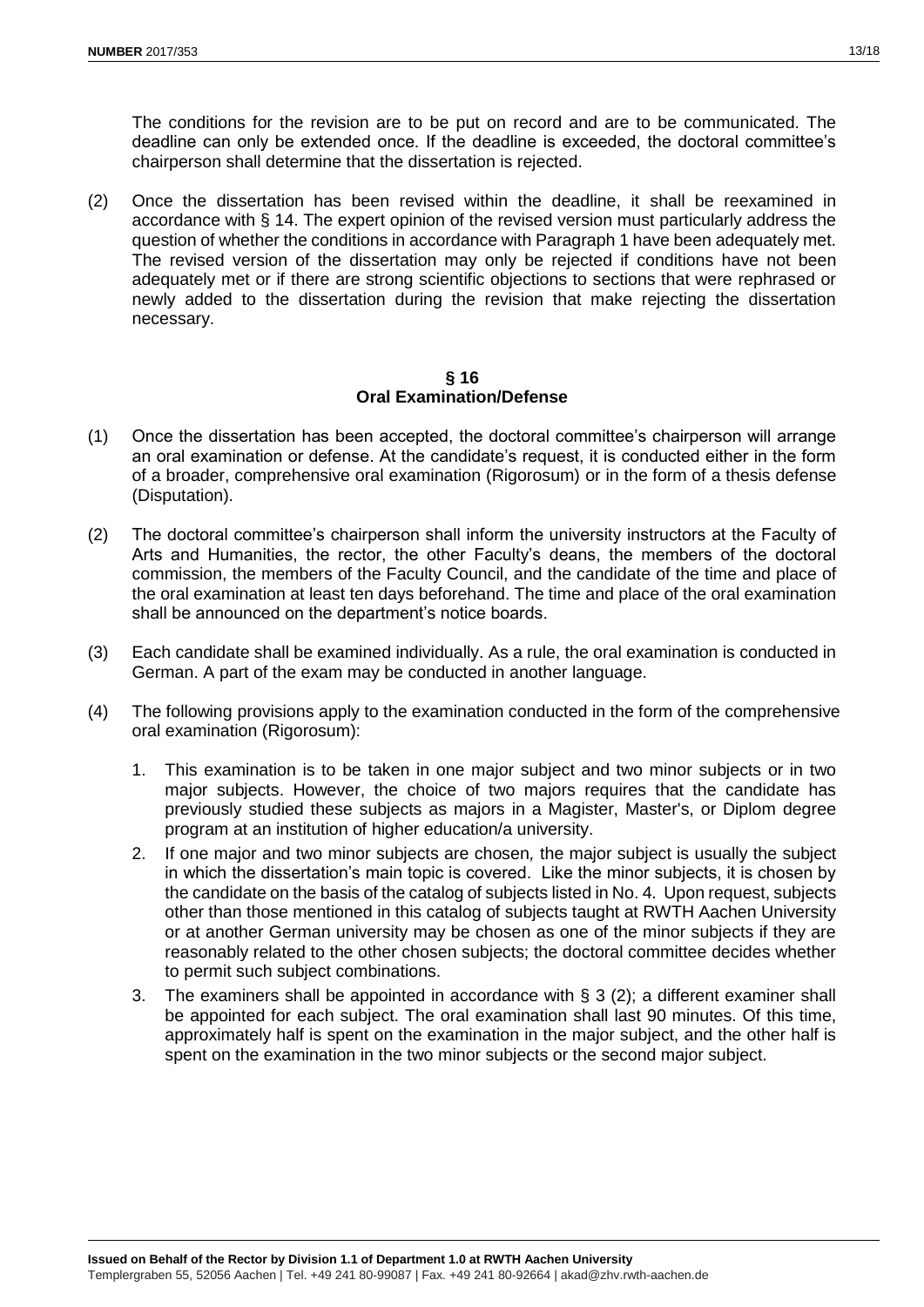The conditions for the revision are to be put on record and are to be communicated. The deadline can only be extended once. If the deadline is exceeded, the doctoral committee's chairperson shall determine that the dissertation is rejected.

(2) Once the dissertation has been revised within the deadline, it shall be reexamined in accordance with § 14. The expert opinion of the revised version must particularly address the question of whether the conditions in accordance with Paragraph 1 have been adequately met. The revised version of the dissertation may only be rejected if conditions have not been adequately met or if there are strong scientific objections to sections that were rephrased or newly added to the dissertation during the revision that make rejecting the dissertation necessary.

## § 16
## Oral Examination/Defense

(1) Once the dissertation has been accepted, the doctoral committee's chairperson will arrange an oral examination or defense. At the candidate's request, it is conducted either in the form of a broader, comprehensive oral examination (Rigorosum) or in the form of a thesis defense (Disputation).

(2) The doctoral committee's chairperson shall inform the university instructors at the Faculty of Arts and Humanities, the rector, the other Faculty's deans, the members of the doctoral commission, the members of the Faculty Council, and the candidate of the time and place of the oral examination at least ten days beforehand. The time and place of the oral examination shall be announced on the department's notice boards.

(3) Each candidate shall be examined individually. As a rule, the oral examination is conducted in German. A part of the exam may be conducted in another language.

(4) The following provisions apply to the examination conducted in the form of the comprehensive oral examination (Rigorosum):

   1. This examination is to be taken in one major subject and two minor subjects or in two major subjects. However, the choice of two majors requires that the candidate has previously studied these subjects as majors in a Magister, Master's, or Diplom degree program at an institution of higher education/a university.
   2. If one major and two minor subjects are chosen, the major subject is usually the subject in which the dissertation's main topic is covered. Like the minor subjects, it is chosen by the candidate on the basis of the catalog of subjects listed in No. 4. Upon request, subjects other than those mentioned in this catalog of subjects taught at RWTH Aachen University or at another German university may be chosen as one of the minor subjects if they are reasonably related to the other chosen subjects; the doctoral committee decides whether to permit such subject combinations.
   3. The examiners shall be appointed in accordance with § 3 (2); a different examiner shall be appointed for each subject. The oral examination shall last 90 minutes. Of this time, approximately half is spent on the examination in the major subject, and the other half is spent on the examination in the two minor subjects or the second major subject.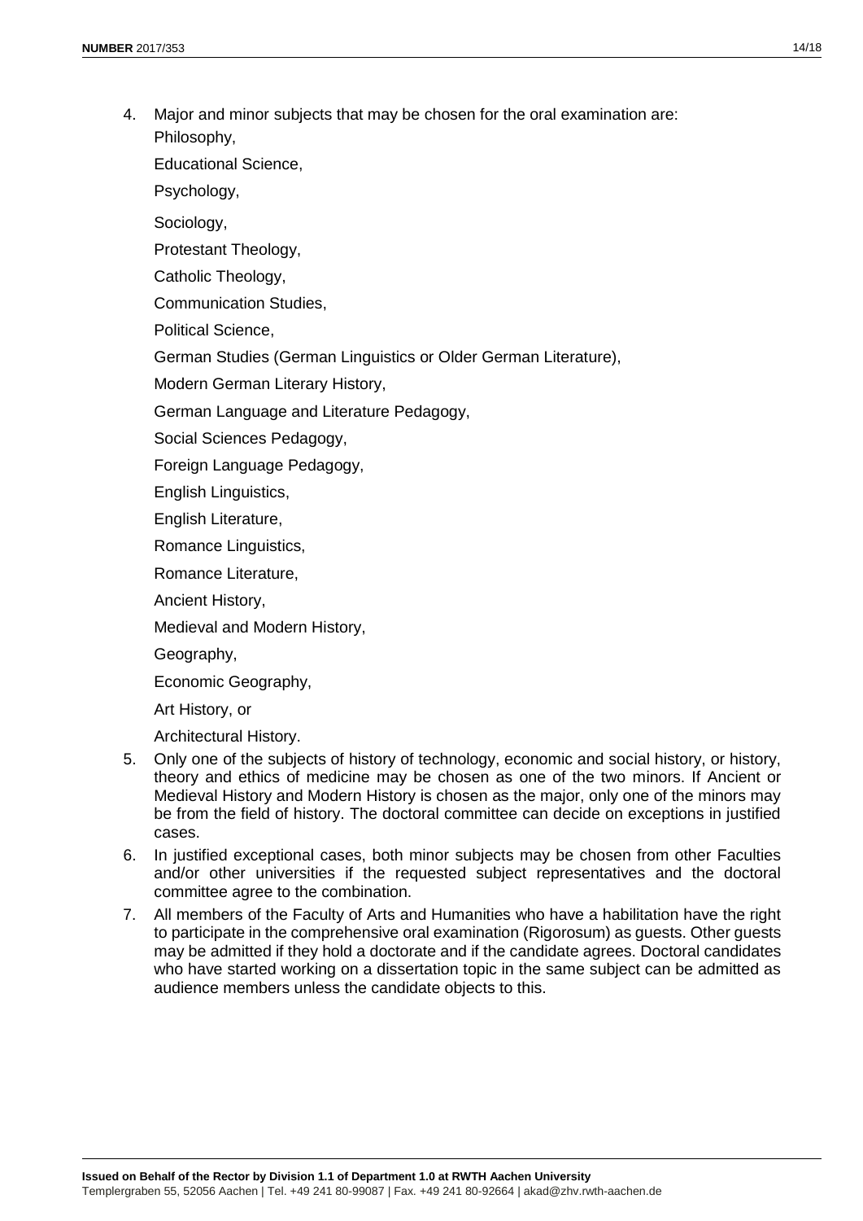4. Major and minor subjects that may be chosen for the oral examination are:
   Philosophy,
   Educational Science,
   Psychology,
   Sociology,
   Protestant Theology,
   Catholic Theology,
   Communication Studies,
   Political Science,
   German Studies (German Linguistics or Older German Literature),
   Modern German Literary History,
   German Language and Literature Pedagogy,
   Social Sciences Pedagogy,
   Foreign Language Pedagogy,
   English Linguistics,
   English Literature,
   Romance Linguistics,
   Romance Literature,
   Ancient History,
   Medieval and Modern History,
   Geography,
   Economic Geography,
   Art History, or
   Architectural History.
5. Only one of the subjects of history of technology, economic and social history, or history, theory and ethics of medicine may be chosen as one of the two minors. If Ancient or Medieval History and Modern History is chosen as the major, only one of the minors may be from the field of history. The doctoral committee can decide on exceptions in justified cases.
6. In justified exceptional cases, both minor subjects may be chosen from other Faculties and/or other universities if the requested subject representatives and the doctoral committee agree to the combination.
7. All members of the Faculty of Arts and Humanities who have a habilitation have the right to participate in the comprehensive oral examination (Rigorosum) as guests. Other guests may be admitted if they hold a doctorate and if the candidate agrees. Doctoral candidates who have started working on a dissertation topic in the same subject can be admitted as audience members unless the candidate objects to this.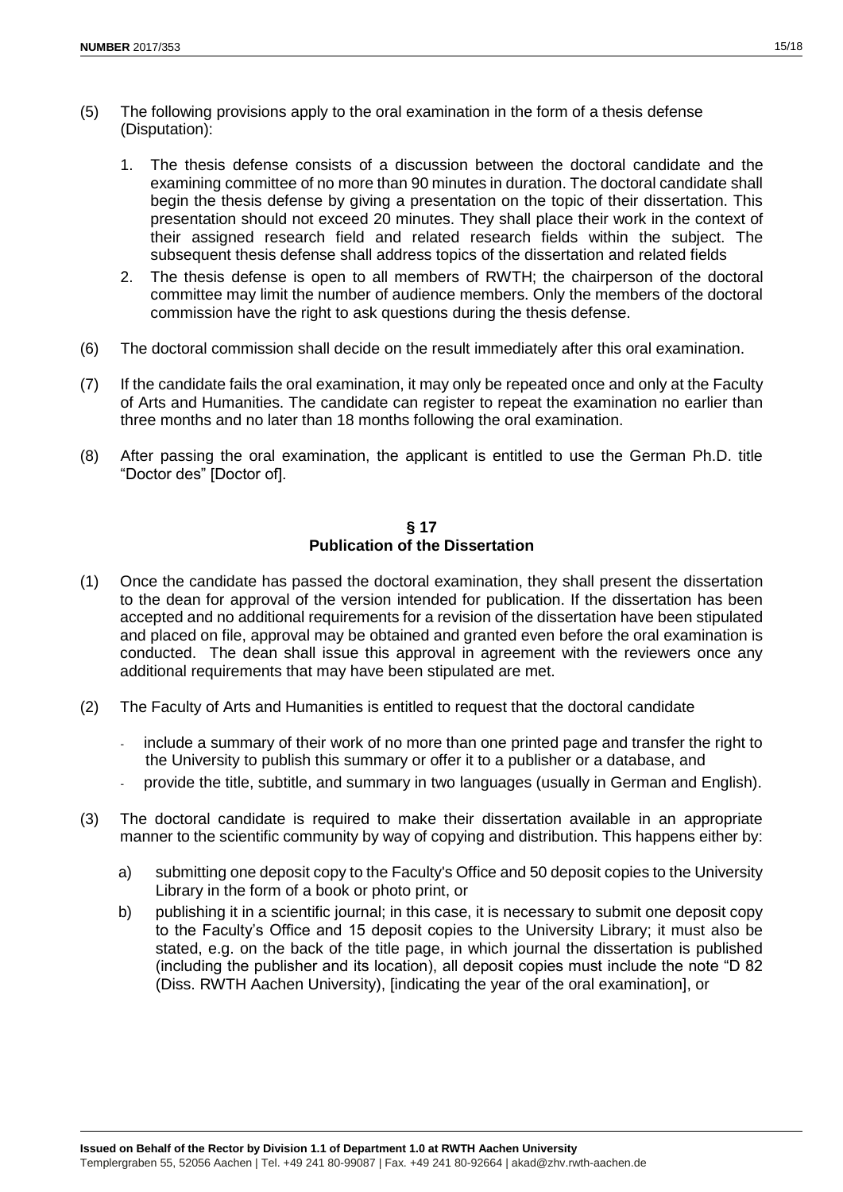(5) The following provisions apply to the oral examination in the form of a thesis defense (Disputation):

1. The thesis defense consists of a discussion between the doctoral candidate and the examining committee of no more than 90 minutes in duration. The doctoral candidate shall begin the thesis defense by giving a presentation on the topic of their dissertation. This presentation should not exceed 20 minutes. They shall place their work in the context of their assigned research field and related research fields within the subject. The subsequent thesis defense shall address topics of the dissertation and related fields
2. The thesis defense is open to all members of RWTH; the chairperson of the doctoral committee may limit the number of audience members. Only the members of the doctoral commission have the right to ask questions during the thesis defense.

(6) The doctoral commission shall decide on the result immediately after this oral examination.

(7) If the candidate fails the oral examination, it may only be repeated once and only at the Faculty of Arts and Humanities. The candidate can register to repeat the examination no earlier than three months and no later than 18 months following the oral examination.

(8) After passing the oral examination, the applicant is entitled to use the German Ph.D. title "Doctor des" [Doctor of].

### § 17
### Publication of the Dissertation

(1) Once the candidate has passed the doctoral examination, they shall present the dissertation to the dean for approval of the version intended for publication. If the dissertation has been accepted and no additional requirements for a revision of the dissertation have been stipulated and placed on file, approval may be obtained and granted even before the oral examination is conducted. The dean shall issue this approval in agreement with the reviewers once any additional requirements that may have been stipulated are met.

(2) The Faculty of Arts and Humanities is entitled to request that the doctoral candidate

- include a summary of their work of no more than one printed page and transfer the right to the University to publish this summary or offer it to a publisher or a database, and
- provide the title, subtitle, and summary in two languages (usually in German and English).

(3) The doctoral candidate is required to make their dissertation available in an appropriate manner to the scientific community by way of copying and distribution. This happens either by:

a) submitting one deposit copy to the Faculty's Office and 50 deposit copies to the University Library in the form of a book or photo print, or

b) publishing it in a scientific journal; in this case, it is necessary to submit one deposit copy to the Faculty's Office and 15 deposit copies to the University Library; it must also be stated, e.g. on the back of the title page, in which journal the dissertation is published (including the publisher and its location), all deposit copies must include the note "D 82 (Diss. RWTH Aachen University), [indicating the year of the oral examination], or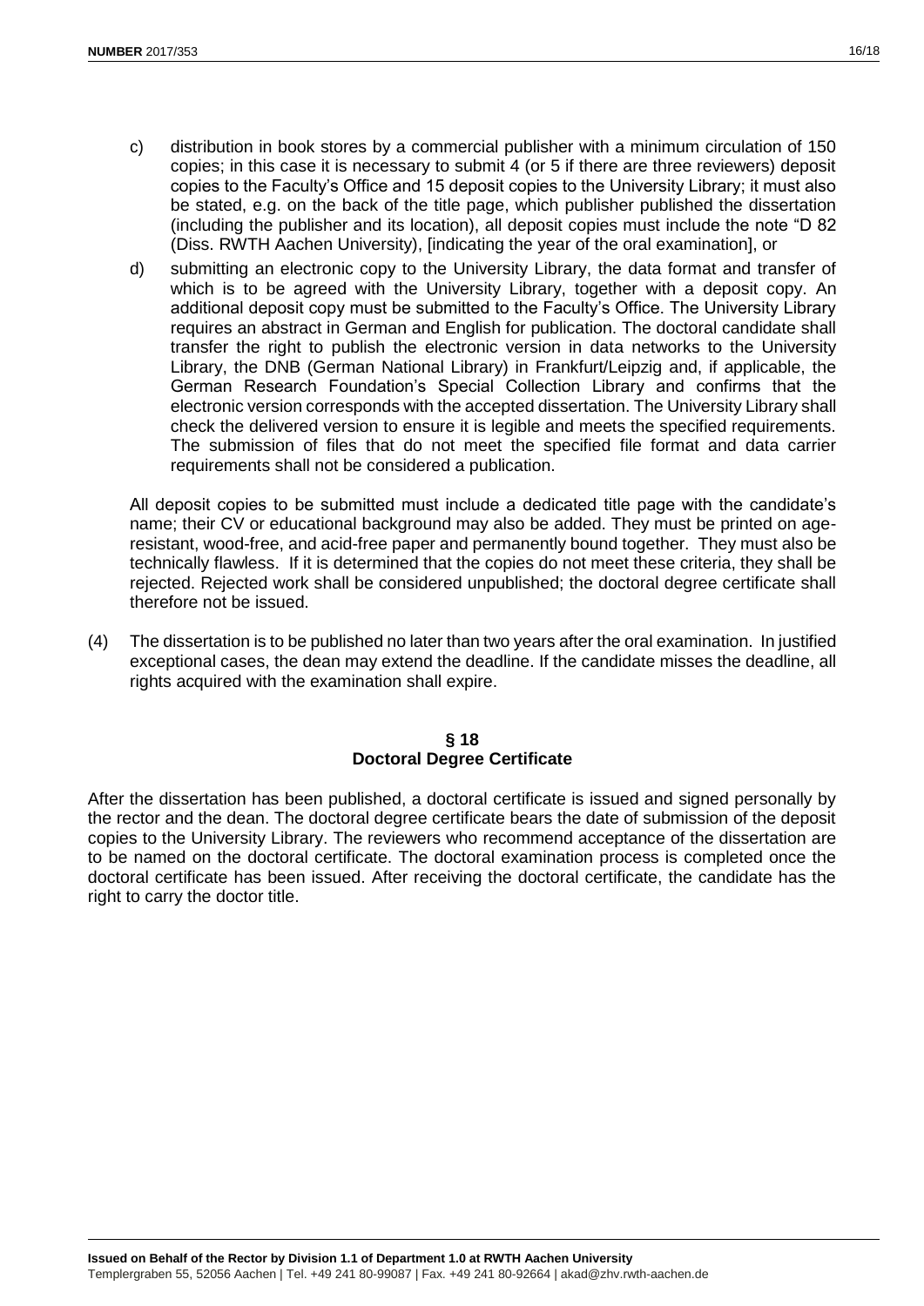c) distribution in book stores by a commercial publisher with a minimum circulation of 150 copies; in this case it is necessary to submit 4 (or 5 if there are three reviewers) deposit copies to the Faculty's Office and 15 deposit copies to the University Library; it must also be stated, e.g. on the back of the title page, which publisher published the dissertation (including the publisher and its location), all deposit copies must include the note "D 82 (Diss. RWTH Aachen University), [indicating the year of the oral examination], or

d) submitting an electronic copy to the University Library, the data format and transfer of which is to be agreed with the University Library, together with a deposit copy. An additional deposit copy must be submitted to the Faculty's Office. The University Library requires an abstract in German and English for publication. The doctoral candidate shall transfer the right to publish the electronic version in data networks to the University Library, the DNB (German National Library) in Frankfurt/Leipzig and, if applicable, the German Research Foundation's Special Collection Library and confirms that the electronic version corresponds with the accepted dissertation. The University Library shall check the delivered version to ensure it is legible and meets the specified requirements. The submission of files that do not meet the specified file format and data carrier requirements shall not be considered a publication.

All deposit copies to be submitted must include a dedicated title page with the candidate's name; their CV or educational background may also be added. They must be printed on age-resistant, wood-free, and acid-free paper and permanently bound together. They must also be technically flawless. If it is determined that the copies do not meet these criteria, they shall be rejected. Rejected work shall be considered unpublished; the doctoral degree certificate shall therefore not be issued.

(4) The dissertation is to be published no later than two years after the oral examination. In justified exceptional cases, the dean may extend the deadline. If the candidate misses the deadline, all rights acquired with the examination shall expire.

## § 18
## Doctoral Degree Certificate

After the dissertation has been published, a doctoral certificate is issued and signed personally by the rector and the dean. The doctoral degree certificate bears the date of submission of the deposit copies to the University Library. The reviewers who recommend acceptance of the dissertation are to be named on the doctoral certificate. The doctoral examination process is completed once the doctoral certificate has been issued. After receiving the doctoral certificate, the candidate has the right to carry the doctor title.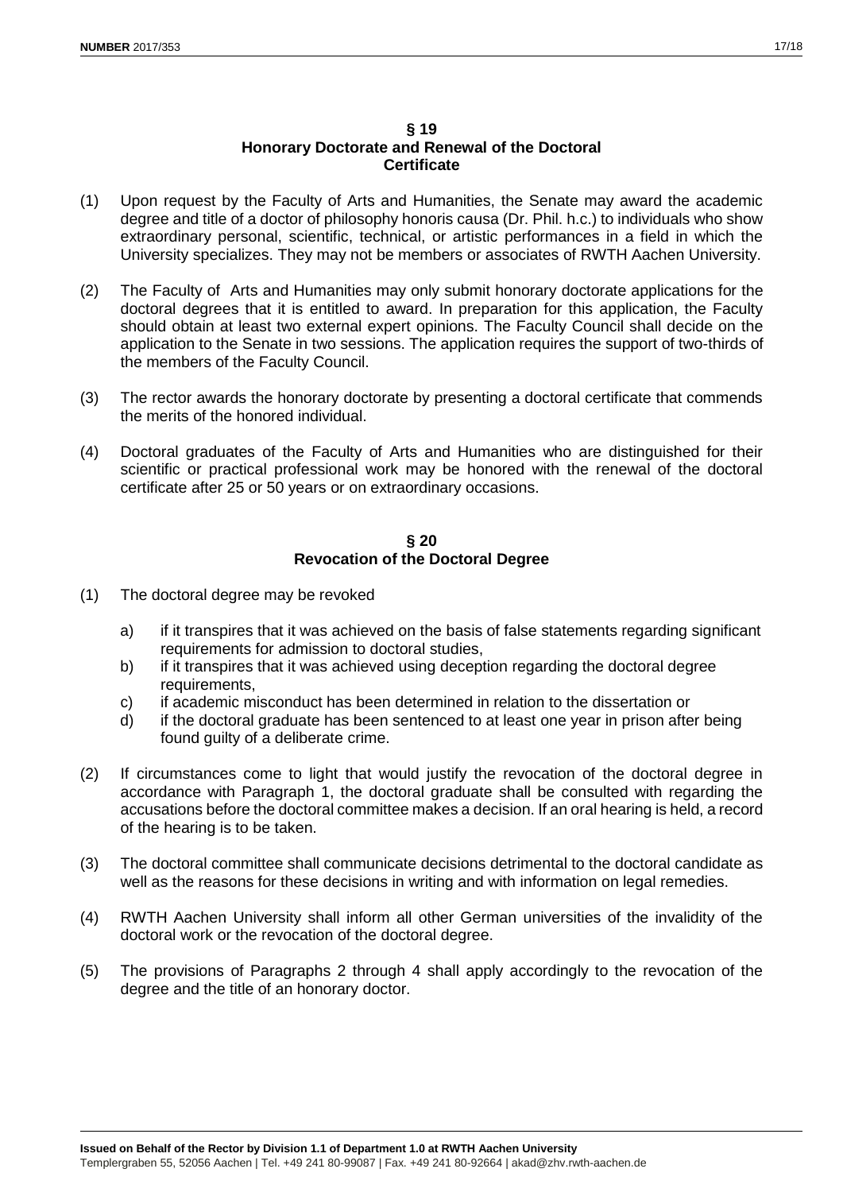## § 19
## Honorary Doctorate and Renewal of the Doctoral Certificate

(1) Upon request by the Faculty of Arts and Humanities, the Senate may award the academic degree and title of a doctor of philosophy honoris causa (Dr. Phil. h.c.) to individuals who show extraordinary personal, scientific, technical, or artistic performances in a field in which the University specializes. They may not be members or associates of RWTH Aachen University.

(2) The Faculty of Arts and Humanities may only submit honorary doctorate applications for the doctoral degrees that it is entitled to award. In preparation for this application, the Faculty should obtain at least two external expert opinions. The Faculty Council shall decide on the application to the Senate in two sessions. The application requires the support of two-thirds of the members of the Faculty Council.

(3) The rector awards the honorary doctorate by presenting a doctoral certificate that commends the merits of the honored individual.

(4) Doctoral graduates of the Faculty of Arts and Humanities who are distinguished for their scientific or practical professional work may be honored with the renewal of the doctoral certificate after 25 or 50 years or on extraordinary occasions.

## § 20
## Revocation of the Doctoral Degree

(1) The doctoral degree may be revoked

a) if it transpires that it was achieved on the basis of false statements regarding significant requirements for admission to doctoral studies,
b) if it transpires that it was achieved using deception regarding the doctoral degree requirements,
c) if academic misconduct has been determined in relation to the dissertation or
d) if the doctoral graduate has been sentenced to at least one year in prison after being found guilty of a deliberate crime.

(2) If circumstances come to light that would justify the revocation of the doctoral degree in accordance with Paragraph 1, the doctoral graduate shall be consulted with regarding the accusations before the doctoral committee makes a decision. If an oral hearing is held, a record of the hearing is to be taken.

(3) The doctoral committee shall communicate decisions detrimental to the doctoral candidate as well as the reasons for these decisions in writing and with information on legal remedies.

(4) RWTH Aachen University shall inform all other German universities of the invalidity of the doctoral work or the revocation of the doctoral degree.

(5) The provisions of Paragraphs 2 through 4 shall apply accordingly to the revocation of the degree and the title of an honorary doctor.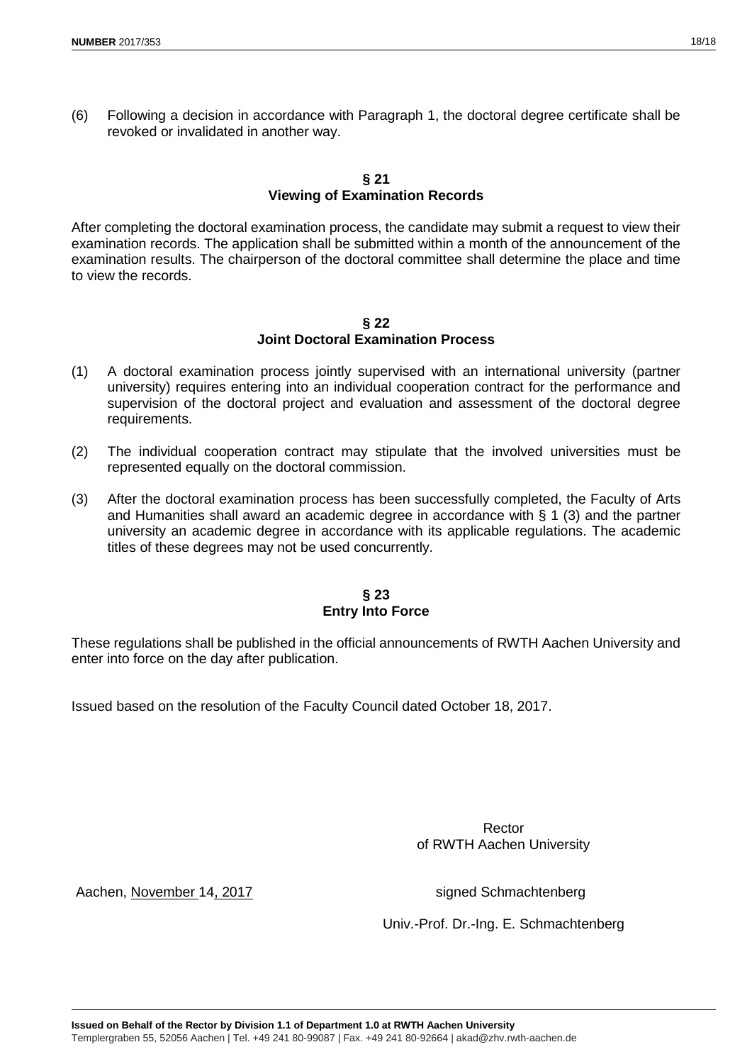(6) Following a decision in accordance with Paragraph 1, the doctoral degree certificate shall be revoked or invalidated in another way.

## § 21
## Viewing of Examination Records

After completing the doctoral examination process, the candidate may submit a request to view their examination records. The application shall be submitted within a month of the announcement of the examination results. The chairperson of the doctoral committee shall determine the place and time to view the records.

## § 22
## Joint Doctoral Examination Process

(1) A doctoral examination process jointly supervised with an international university (partner university) requires entering into an individual cooperation contract for the performance and supervision of the doctoral project and evaluation and assessment of the doctoral degree requirements.

(2) The individual cooperation contract may stipulate that the involved universities must be represented equally on the doctoral commission.

(3) After the doctoral examination process has been successfully completed, the Faculty of Arts and Humanities shall award an academic degree in accordance with § 1 (3) and the partner university an academic degree in accordance with its applicable regulations. The academic titles of these degrees may not be used concurrently.

## § 23
## Entry Into Force

These regulations shall be published in the official announcements of RWTH Aachen University and enter into force on the day after publication.

Issued based on the resolution of the Faculty Council dated October 18, 2017.

Rector
of RWTH Aachen University

Aachen, November 14, 2017

signed Schmachtenberg

Univ.-Prof. Dr.-Ing. E. Schmachtenberg

**Issued on Behalf of the Rector by Division 1.1 of Department 1.0 at RWTH Aachen University**
Templergraben 55, 52056 Aachen | Tel. +49 241 80-99087 | Fax. +49 241 80-92664 | akad@zhv.rwth-aachen.de